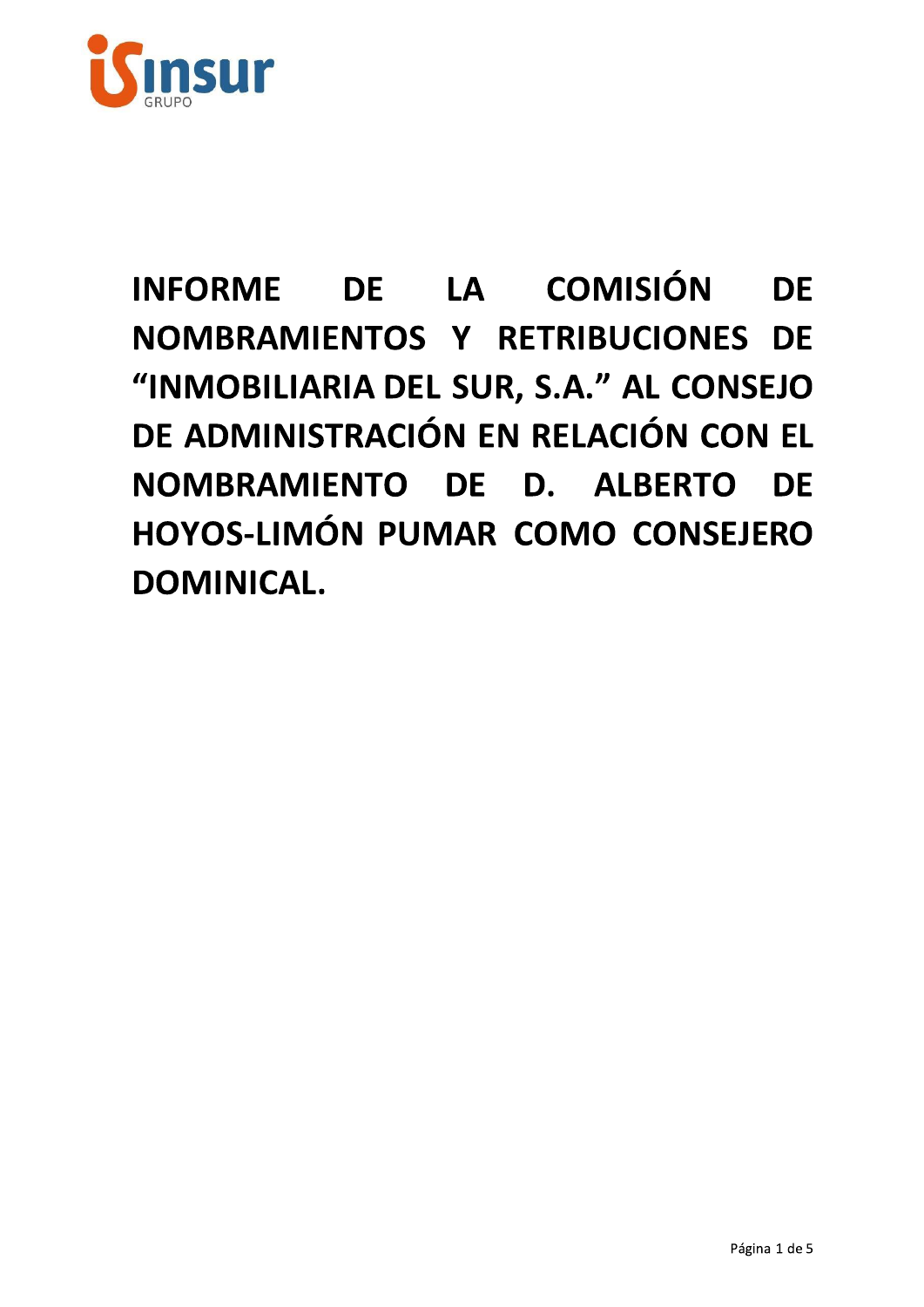# INFORME DE LA COMISIÓN DE NOMBRAMIENTOS Y RETRIBUCIONES DE "INMOBILIARIA DEL SUR, S.A." AL CONSEJO DE ADMINISTRACIÓN EN RELACIÓN CON EL NOMBRAMIENTO DE D. ALBERTO DE HOYOS-LIMÓN PUMAR COMO CONSEJERO DOMINICAL.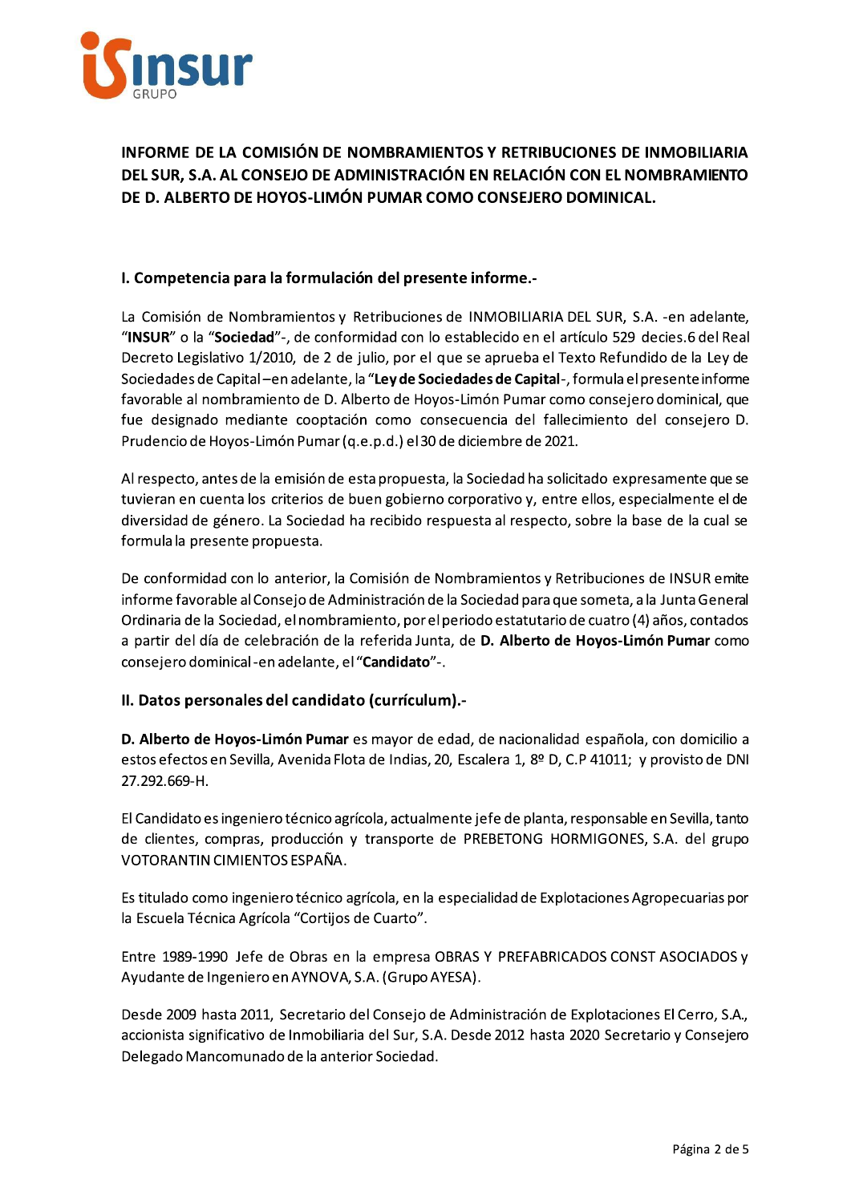**INFORME DE LA COMISIÓN DE NOMBRAMIENTOS Y RETRIBUCIONES DE INMOBILIARIA DEL SUR, S.A. AL CONSEJO DE ADMINISTRACIÓN EN RELACIÓN CON EL NOMBRAMIENTO DE D. ALBERTO DE HOYOS-LIMÓN PUMAR COMO CONSEJERO DOMINICAL.**

## I. Competencia para la formulación del presente informe.-

La Comisión de Nombramientos y Retribuciones de INMOBILIARIA DEL SUR, S.A. -en adelante, "**INSUR**" o la "**Sociedad**"-, de conformidad con lo establecido en el artículo 529 decies.6 del Real Decreto Legislativo 1/2010, de 2 de julio, por el que se aprueba el Texto Refundido de la Ley de Sociedades de Capital –en adelante, la "**Ley de Sociedades de Capital**-, formula el presente informe favorable al nombramiento de D. Alberto de Hoyos-Limón Pumar como consejero dominical, que fue designado mediante cooptación como consecuencia del fallecimiento del consejero D. Prudencio de Hoyos-Limón Pumar (q.e.p.d.) el 30 de diciembre de 2021.

Al respecto, antes de la emisión de esta propuesta, la Sociedad ha solicitado expresamente que se tuvieran en cuenta los criterios de buen gobierno corporativo y, entre ellos, especialmente el de diversidad de género. La Sociedad ha recibido respuesta al respecto, sobre la base de la cual se formula la presente propuesta.

De conformidad con lo anterior, la Comisión de Nombramientos y Retribuciones de INSUR emite informe favorable al Consejo de Administración de la Sociedad para que someta, a la Junta General Ordinaria de la Sociedad, el nombramiento, por el periodo estatutario de cuatro (4) años, contados a partir del día de celebración de la referida Junta, de **D. Alberto de Hoyos-Limón Pumar** como consejero dominical -en adelante, el "**Candidato**"-.

## II. Datos personales del candidato (currículum).-

**D. Alberto de Hoyos-Limón Pumar** es mayor de edad, de nacionalidad española, con domicilio a estos efectos en Sevilla, Avenida Flota de Indias, 20, Escalera 1, 8º D, C.P 41011; y provisto de DNI 27.292.669-H.

El Candidato es ingeniero técnico agrícola, actualmente jefe de planta, responsable en Sevilla, tanto de clientes, compras, producción y transporte de PREBETONG HORMIGONES, S.A. del grupo VOTORANTIN CIMIENTOS ESPAÑA.

Es titulado como ingeniero técnico agrícola, en la especialidad de Explotaciones Agropecuarias por la Escuela Técnica Agrícola "Cortijos de Cuarto".

Entre 1989-1990 Jefe de Obras en la empresa OBRAS Y PREFABRICADOS CONST ASOCIADOS y Ayudante de Ingeniero en AYNOVA, S.A. (Grupo AYESA).

Desde 2009 hasta 2011, Secretario del Consejo de Administración de Explotaciones El Cerro, S.A., accionista significativo de Inmobiliaria del Sur, S.A. Desde 2012 hasta 2020 Secretario y Consejero Delegado Mancomunado de la anterior Sociedad.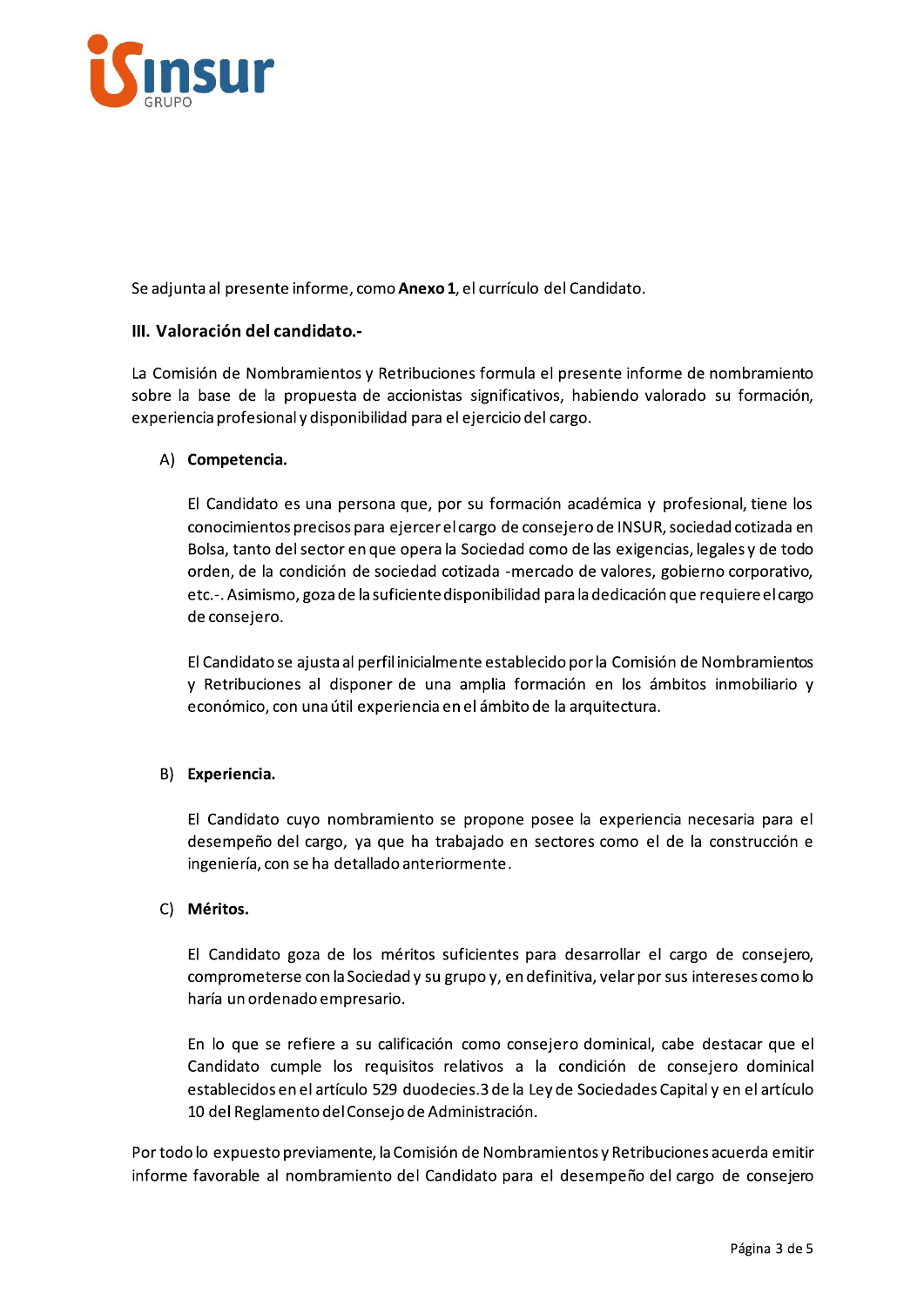Se adjunta al presente informe, como **Anexo 1**, el currículo del Candidato.

## III. Valoración del candidato.-

La Comisión de Nombramientos y Retribuciones formula el presente informe de nombramiento sobre la base de la propuesta de accionistas significativos, habiendo valorado su formación, experiencia profesional y disponibilidad para el ejercicio del cargo.

A) **Competencia.**

El Candidato es una persona que, por su formación académica y profesional, tiene los conocimientos precisos para ejercer el cargo de consejero de INSUR, sociedad cotizada en Bolsa, tanto del sector en que opera la Sociedad como de las exigencias, legales y de todo orden, de la condición de sociedad cotizada -mercado de valores, gobierno corporativo, etc.-. Asimismo, goza de la suficiente disponibilidad para la dedicación que requiere el cargo de consejero.

El Candidato se ajusta al perfil inicialmente establecido por la Comisión de Nombramientos y Retribuciones al disponer de una amplia formación en los ámbitos inmobiliario y económico, con una útil experiencia en el ámbito de la arquitectura.

B) **Experiencia.**

El Candidato cuyo nombramiento se propone posee la experiencia necesaria para el desempeño del cargo, ya que ha trabajado en sectores como el de la construcción e ingeniería, con se ha detallado anteriormente.

C) **Méritos.**

El Candidato goza de los méritos suficientes para desarrollar el cargo de consejero, comprometerse con la Sociedad y su grupo y, en definitiva, velar por sus intereses como lo haría un ordenado empresario.

En lo que se refiere a su calificación como consejero dominical, cabe destacar que el Candidato cumple los requisitos relativos a la condición de consejero dominical establecidos en el artículo 529 duodecies.3 de la Ley de Sociedades Capital y en el artículo 10 del Reglamento del Consejo de Administración.

Por todo lo expuesto previamente, la Comisión de Nombramientos y Retribuciones acuerda emitir informe favorable al nombramiento del Candidato para el desempeño del cargo de consejero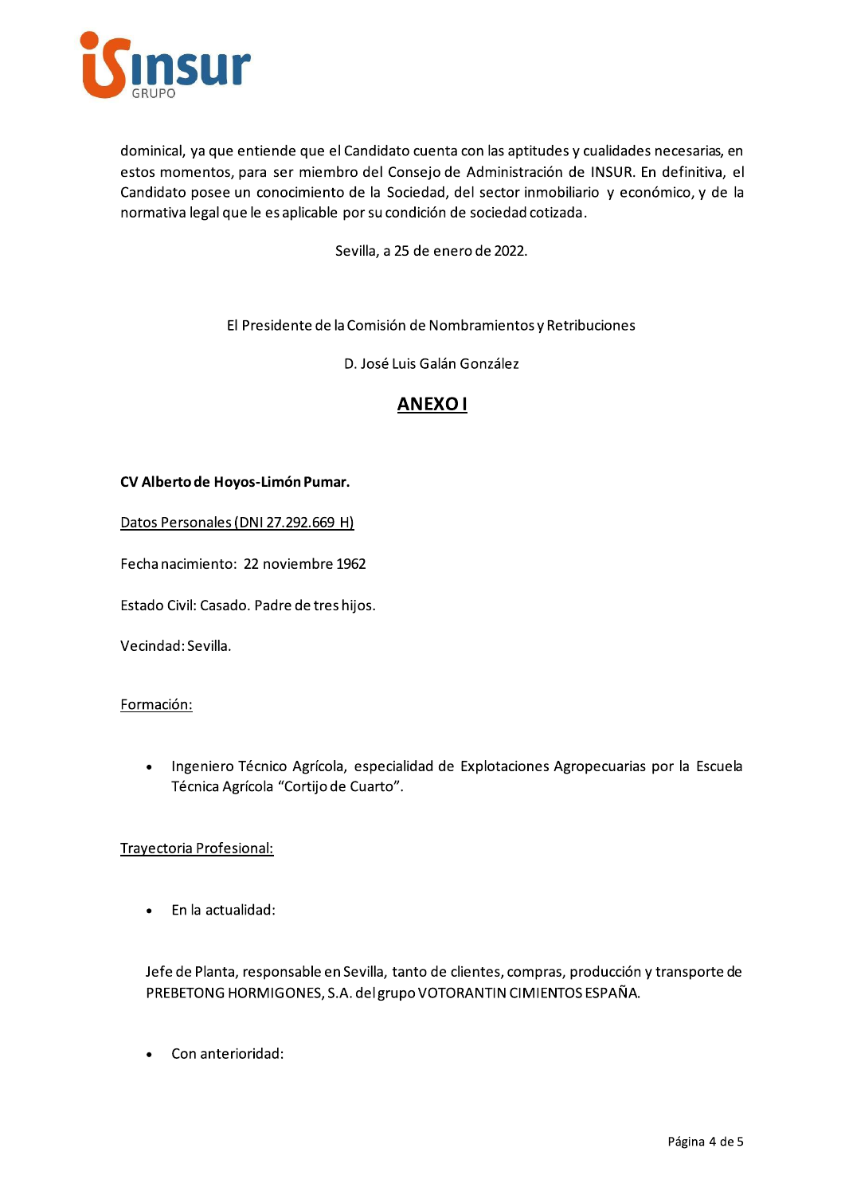dominical, ya que entiende que el Candidato cuenta con las aptitudes y cualidades necesarias, en estos momentos, para ser miembro del Consejo de Administración de INSUR. En definitiva, el Candidato posee un conocimiento de la Sociedad, del sector inmobiliario y económico, y de la normativa legal que le es aplicable por su condición de sociedad cotizada.

Sevilla, a 25 de enero de 2022.

El Presidente de la Comisión de Nombramientos y Retribuciones

D. José Luis Galán González

# ANEXO I

**CV Alberto de Hoyos-Limón Pumar.**

Datos Personales (DNI 27.292.669 H)

Fecha nacimiento: 22 noviembre 1962

Estado Civil: Casado. Padre de tres hijos.

Vecindad: Sevilla.

Formación:

- Ingeniero Técnico Agrícola, especialidad de Explotaciones Agropecuarias por la Escuela Técnica Agrícola "Cortijo de Cuarto".

Trayectoria Profesional:

- En la actualidad:

Jefe de Planta, responsable en Sevilla, tanto de clientes, compras, producción y transporte de PREBETONG HORMIGONES, S.A. del grupo VOTORANTIN CIMIENTOS ESPAÑA.

- Con anterioridad: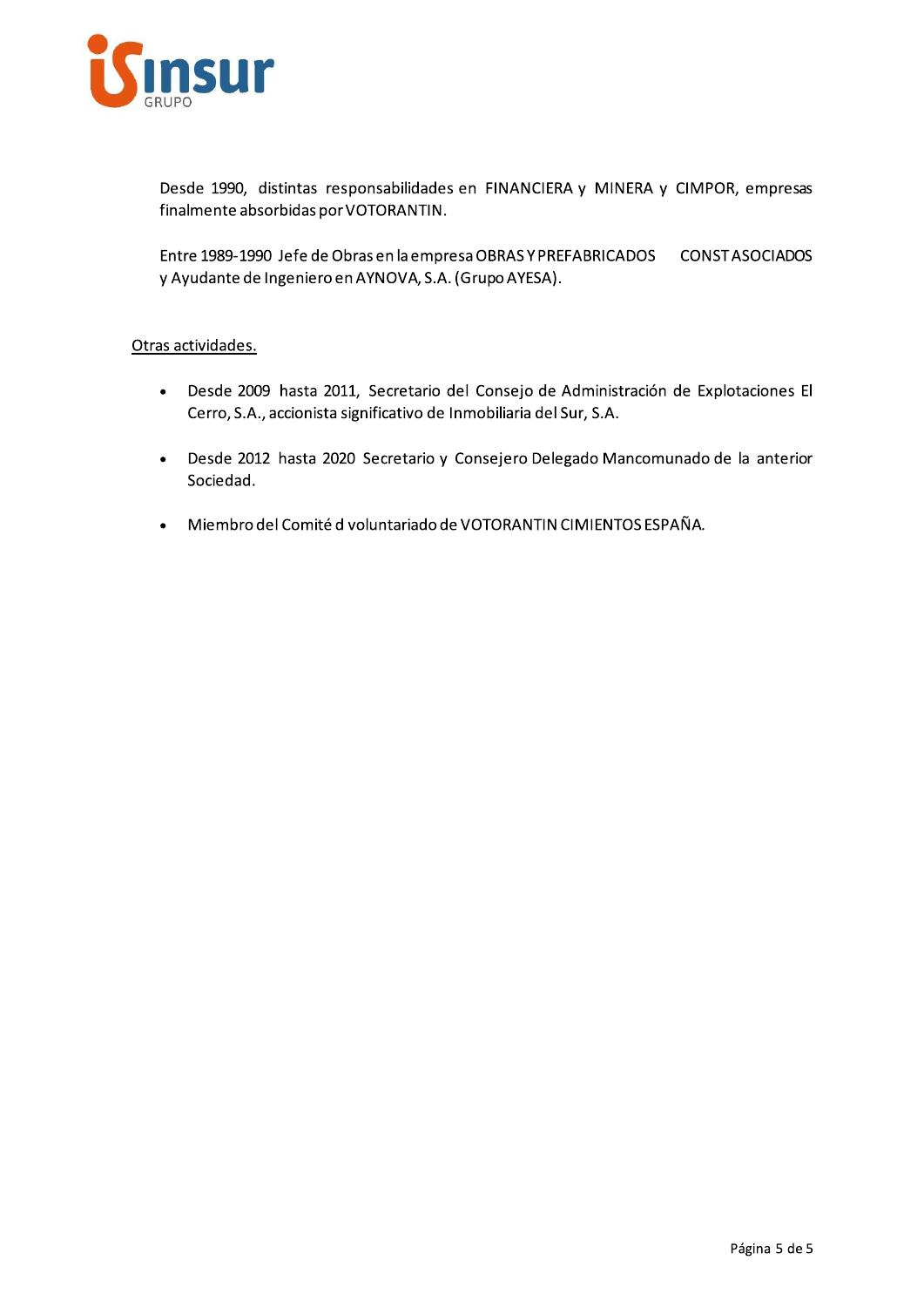Desde 1990, distintas responsabilidades en FINANCIERA y MINERA y CIMPOR, empresas finalmente absorbidas por VOTORANTIN.

Entre 1989-1990 Jefe de Obras en la empresa OBRAS Y PREFABRICADOS CONST ASOCIADOS y Ayudante de Ingeniero en AYNOVA, S.A. (Grupo AYESA).

<u>Otras actividades.</u>

- Desde 2009 hasta 2011, Secretario del Consejo de Administración de Explotaciones El Cerro, S.A., accionista significativo de Inmobiliaria del Sur, S.A.
- Desde 2012 hasta 2020 Secretario y Consejero Delegado Mancomunado de la anterior Sociedad.
- Miembro del Comité d voluntariado de VOTORANTIN CIMIENTOS ESPAÑA.